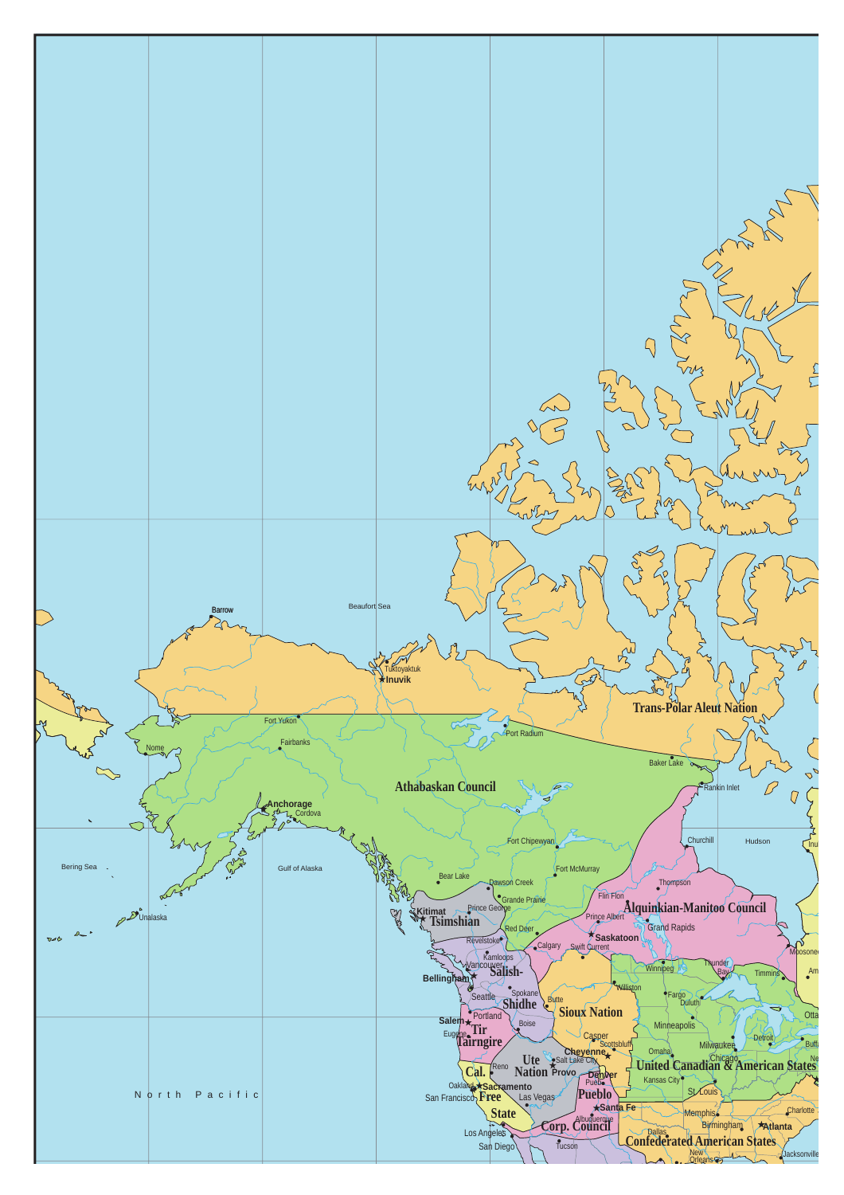Barrow

Beaufort Sea

Tuktoyaktuk

Inuvik

Trans-Polar Aleut Nation

Fort Yukon

Port Radium

Nome

Fairbanks

Baker Lake

Rankin Inlet

Athabaskan Council

Anchorage

Cordova

Fort Chipewyan

Churchill

Hudson

Bering Sea

Gulf of Alaska

Fort McMurray

Bear Lake

Dawson Creek

Thompson

Grande Prairie

Flin Flon

Kitimat

Prince George

Alquinkian-Manitoo Council

Unalaska

Tsimshian

Prince Albert

Grand Rapids

Red Deer

Saskatoon

Revelstoke

Calgary

Swift Current

Moosonee

Kamloops

Vancouver

Salish-

Winnipeg

Bellingham

Thunder Bay

Timmins

Williston

Seattle

Spokane

Shidhe

Fargo

Duluth

Butte

Sioux Nation

Salem

Portland

Tir

Boise

Minneapolis

Eugene

Tairngire

Casper

Scottsbluff

Milwaukee

Detroit

Cheyenne

Omaha

Ute

Salt Lake City

Chicago

Reno

Nation

Provo

United Canadian & American States

Cal.

Denver

Kansas City

Oakland

Sacramento

Pueblo

North Pacific

San Francisco

Free

Las Vegas

Pueblo

St. Louis

State

Santa Fe

Memphis

Charlotte

Los Angeles

Albuquerque

Corp. Council

Birmingham

Atlanta

San Diego

Tucson

Dallas

Confederated American States

New Orleans

Jacksonville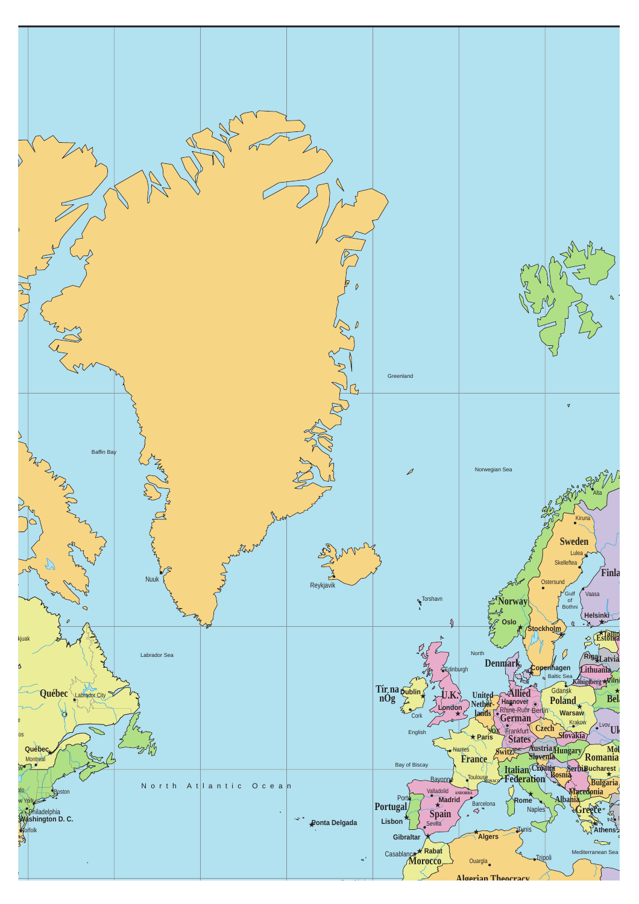Greenland

Baffin Bay

Norwegian Sea

Nuuk

Reykjavik

Torshavn

Alta

Kiruna

Sweden

Lulea

Skelleftea

Finla

Ostersund

Gulf of Bothni

Vaasa

Norway

Helsinki

Tallin Estonia

Oslo

Stockholm

Riga Latvia

Labrador Sea

North

Denmark

Copenhagen

Lithuania

Baltic Sea

Königsberg

Vilni

kjuak

Québec

Labrador City

Tír na nÓg

Dublin

Edinburgh

U.K.

United Nether-lands

Allied

Hannover

Gdansk

Poland

Bel

Cork

London

Rhine-Ruhr

Berlin

German

Warsaw

English

Frankfurt

Krakow

Lvov

Czech

Uk

Paris

States

Slovakia

Québec

Montreal

Nantes

Switz.

Austria

Hungary

Mol

France

Slovenia

Romania

Bay of Biscay

Italian

Croatia

Bosnia

Serbia

Bucharest

Boston

North Atlantic Ocean

Bayonne

Toulouse

MONACO

Federation

Bulgaria

Valladolid

ANDORRA

Macedonia

Porto

Madrid

Rome

Albania

Philadelphia

Washington D. C.

Portugal

Barcelona

Naples

Greece

Ponta Delgada

Spain

Norfolk

Lisbon

Sevilla

Tunis

Athens

Gibraltar

Algers

Rabat

Mediterranean Sea

Casablanca

Morocco

Ouargla

Tripoli

Algerian Theocracy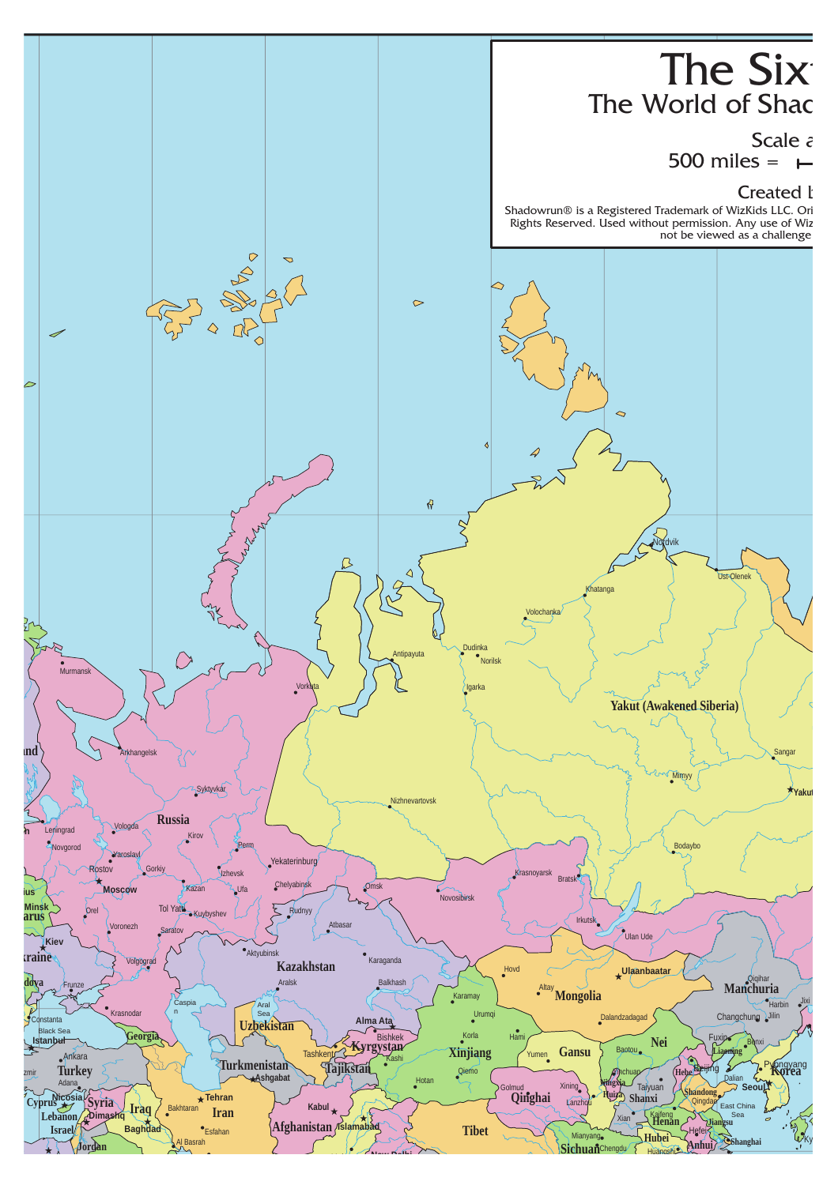# The Six

## The World of Shac

Scale a
500 miles =

Created b

Shadowrun® is a Registered Trademark of WizKids LLC. Ori
Rights Reserved. Used without permission. Any use of Wiz
not be viewed as a challenge

Nordvik
Ust-Olenek
Khatanga
Volochanka
Dudinka
Norilsk
Antipayuta
Igarka
Vorkuta
Murmansk
Yakut (Awakened Siberia)
Sangar
Yakut
Mirnyy
Arkhangelsk
Syktyvkar
Nizhnevartovsk
Leningrad
Vologda
Russia
Novgorod
Kirov
Perm
Bodaybo
Yaroslavl
Yekaterinburg
Rostov
Gorkiy
Izhevsk
Krasnoyarsk
Bratsk
Moscow
Kazan
Ufa
Chelyabinsk
Omsk
Novosibirsk
Minsk
Tol Yatti
Kuybyshev
Irkutsk
Orel
Rudnyy
Ulan Ude
Voronezh
Saratov
Atbasar
Kiev
Aktyubinsk
Karaganda
Volgograd
Kazakhstan
Hovd
Ulaanbaatar
Frunze
Aralsk
Balkhash
Caspian
Altay
Mongolia
Qiqihar
Manchuria
Krasnodar
Aral Sea
Karamay
Harbin
Jixi
Jilin
Changchung
Constanta
Uzbekistan
Alma Ata
Urumqi
Dalandzadagad
Black Sea
Georgia
Bishkek
Hami
Istanbul
Kyrgystan
Korla
Xinjiang
Nei
Fuxin
Benxi
Ankara
Tashkent
Kashi
Yumen
Gansu
Baotou
Liaoning
Turkmenistan
Turkey
Tajikstan
Qiemo
Yinchuan
Hebei
Beijing
Pyongyang
Korea
Ashgabat
Adana
Hotan
Golmud
Ningxia
Dalian
Nicosia
Cyprus
Syria
Tehran
Xining
Huizu
Shanxi
Taiyuan
Shandong
Seoul
Qinghai
Qingdao
Lebanon
Dimashq
Iraq
Bakhtaran
Iran
Kabul
Lanzhou
Xian
Kaifeng
East China Sea
Israel
Baghdad
Islamabad
Henan
Jiangsu
Afghanistan
Tibet
Esfahan
Mianyang
Hubei
Hefei
Jordan
Al Basrah
Sichuan
Anhui
Shanghai
Chengdu
Huangshi
New Delhi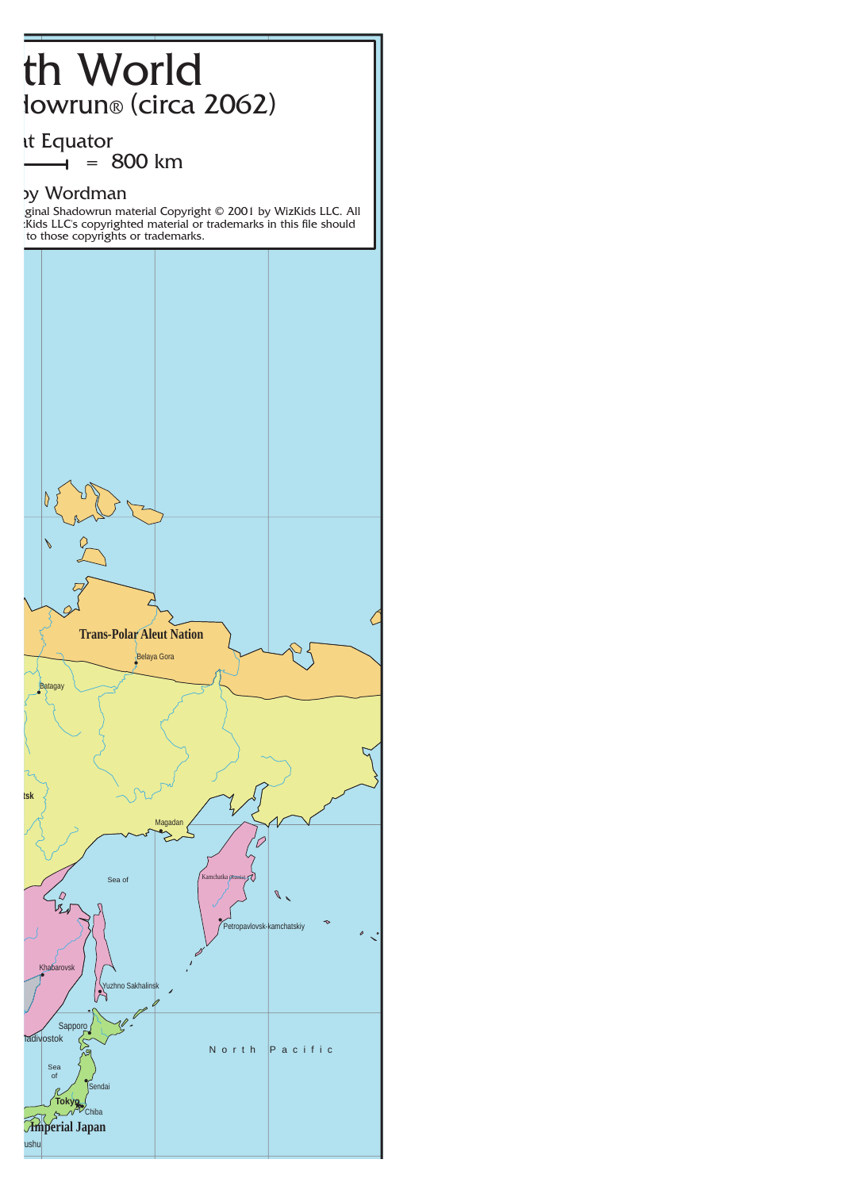# th World

## łowrun® (circa 2062)

ıt Equator

= 800 km

ɔy Wordman

ginal Shadowrun material Copyright © 2001 by WizKids LLC. All
:Kids LLC's copyrighted material or trademarks in this file should
to those copyrights or trademarks.

**Trans-Polar Aleut Nation**

Belaya Gora

Batagay

tsk

Magadan

Sea of

Kamchatka (Russia)

Petropavlovsk-kamchatskiy

Khabarovsk

Yuzhno Sakhalinsk

Sapporo

ladivostok

N o r t h   P a c i f i c

Sea of

Sendai

Tokyo

Chiba

**Imperial Japan**

ushu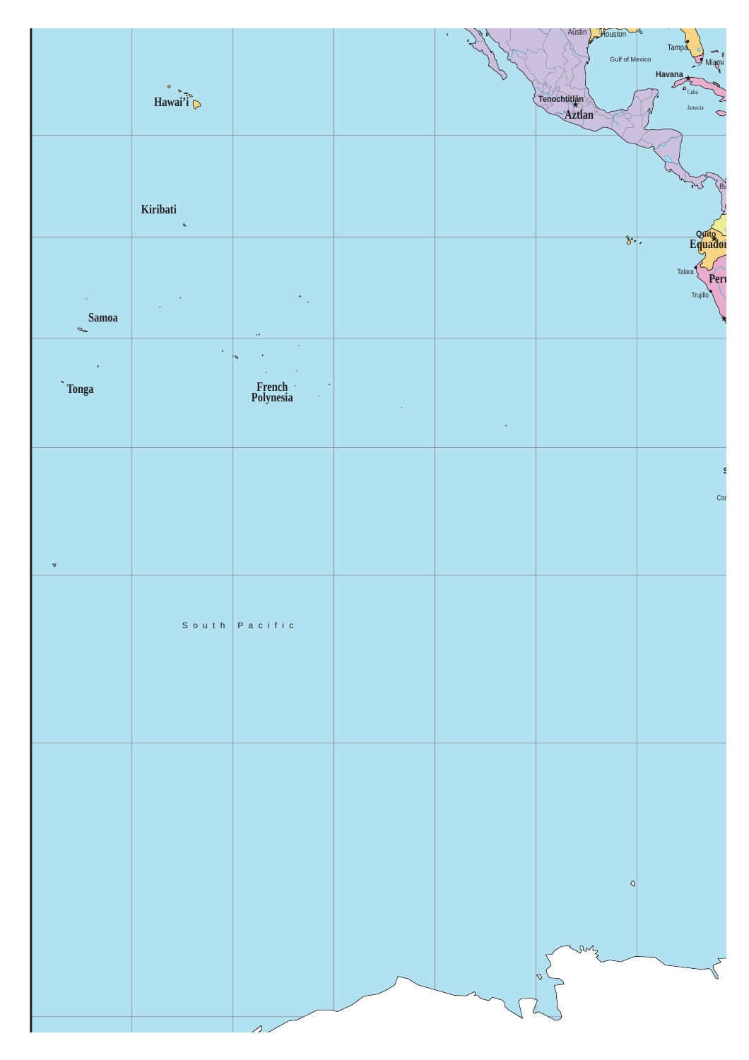Austin
Houston
Tampa
Gulf of Mexico
Miami
Havana
Hawai'i
Cuba
Tenochtitlán
Jamacia
Aztlan
Kiribati
Quito
Equador
Talara
Peru
Trujillo
Samoa
Tonga
French Polynesia
South Pacific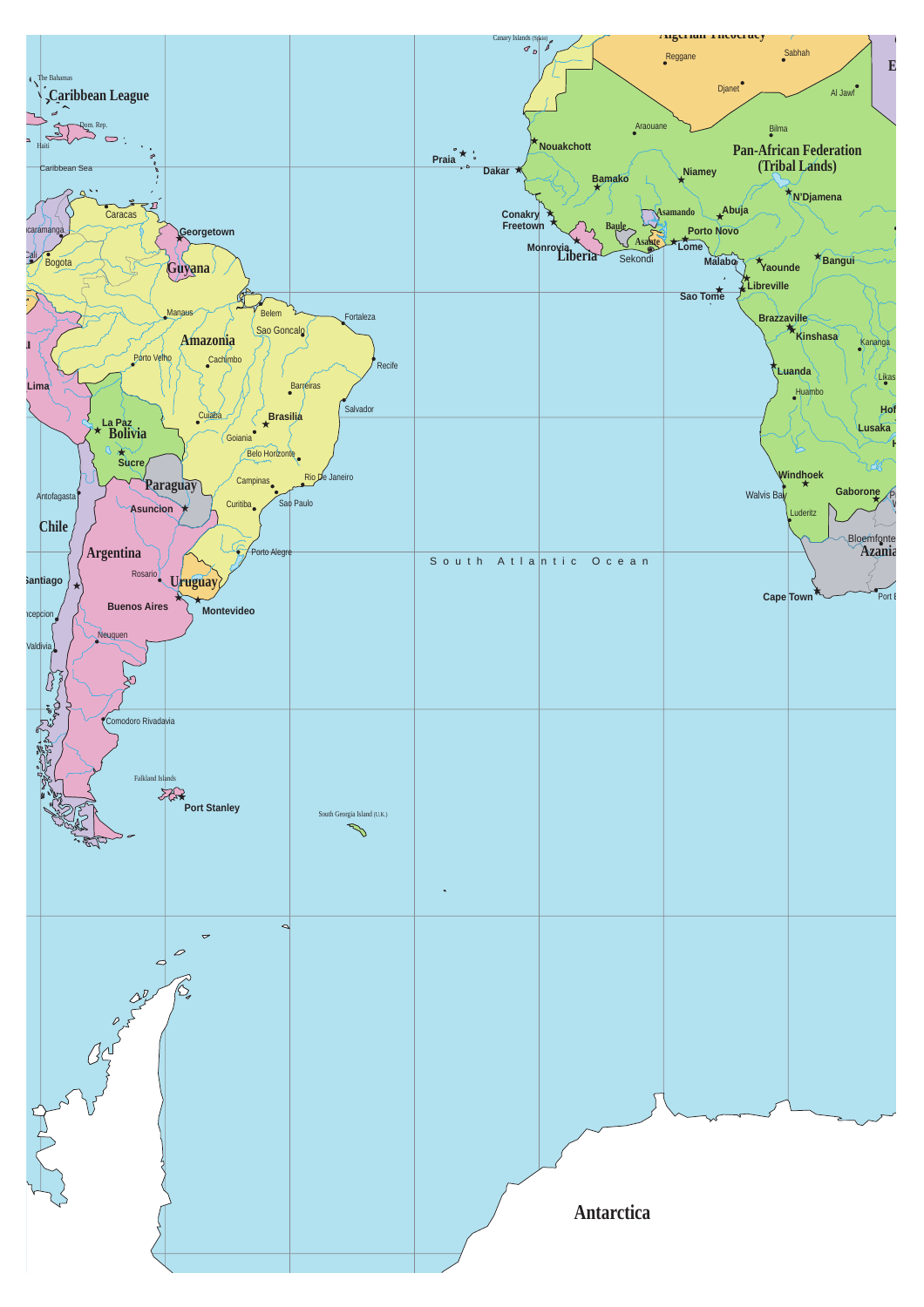Algerian Theocracy

Reggane

Sabhah

Djanet

Al Jawf

Canary Islands (Spain)

The Bahamas

Caribbean League

Dom. Rep.

Haiti

Caribbean Sea

Nouakchott

Araouane

Bilma

Pan-African Federation
(Tribal Lands)

Praia

Dakar

Bamako

Niamey

N'Djamena

Conakry

Freetown

Asamando

Abuja

Baule

Porto Novo

Monrovia

Liberia

Asante

Lome

Sekondi

Malabo

Yaounde

Bangui

Sao Tome

Libreville

Caracas

Bucaramanga

Georgetown

Cali

Bogota

Guyana

Manaus

Belem

Fortaleza

Amazonia

Sao Goncalo

Porto Velho

Cachimbo

Recife

Lima

Barreiras

Salvador

Cuiaba

Brasilia

La Paz

Bolivia

Goiania

Sucre

Belo Horizonte

Rio De Janeiro

Campinas

Paraguay

Antofagasta

Asuncion

Curitiba

Sao Paulo

Chile

Porto Alegre

Argentina

Santiago

Rosario

Uruguay

Buenos Aires

Montevideo

Concepcion

Neuquen

Valdivia

Comodoro Rivadavia

Falkland Islands

Port Stanley

South Georgia Island (U.K.)

South Atlantic Ocean

Brazzaville

Kinshasa

Kananga

Luanda

Likasi

Huambo

Lusaka

Windhoek

Walvis Bay

Gaborone

Luderitz

Bloemfontein

Azania

Cape Town

Port E

Antarctica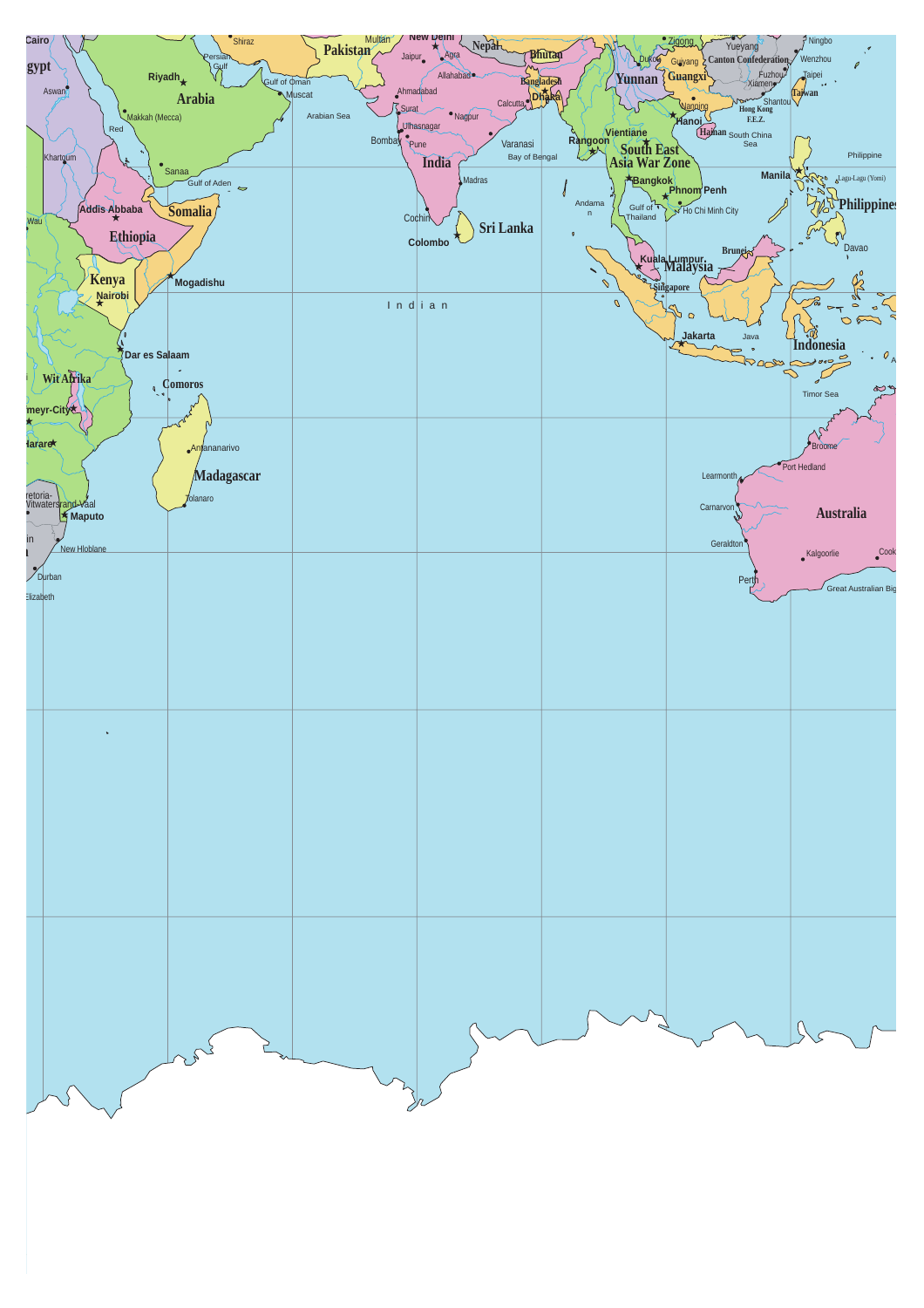Cairo
gypt
Aswan
Khartoum
Wau
Riyadh
Arabia
Makkah (Mecca)
Red
Sanaa
Gulf of Aden
Addis Abbaba
Ethiopia
Somalia
Kenya
Nairobi
Mogadishu
Dar es Salaam
Wit Afrika
Comoros
meyr-City
Harare
retoria-
Witwatersrand-Vaal
Maputo
New Hloblane
Durban
Elizabeth
Antananarivo
Madagascar
Tolanaro
Shiraz
Persian Gulf
Gulf of Oman
Muscat
Arabian Sea
Multan
Pakistan
New Delhi
Jaipur
Agra
Nepal
Allahabad
Ahmadabad
Surat
Ulhasnagar
Nagpur
Bombay
Pune
India
Madras
Cochin
Colombo
Sri Lanka
Calcutta
Varanasi
Bay of Bengal
Bhutan
Bangladesh
Dhaka
Rangoon
Andaman
I n d i a n
Zigong
Duku
Guiyang
Yunnan
Guangxi
Nanning
Hanoi
Hainan
Vientiane
South East Asia War Zone
Bangkok
Phnom Penh
Gulf of Thailand
Ho Chi Minh City
Kuala Lumpur
Malaysia
Singapore
Brunei
Jakarta
Java
Indonesia
Timor Sea
Yueyang
Canton Confederation
Ningbo
Wenzhou
Fuzhou
Xiamen
Taipei
Taiwan
Shantou
Hong Kong F.E.Z.
South China Sea
Manila
Philippine
Lago-Lago (Yoni)
Philippines
Davao
Broome
Port Hedland
Learmonth
Carnarvon
Australia
Geraldton
Kalgoorlie
Cook
Perth
Great Australian Big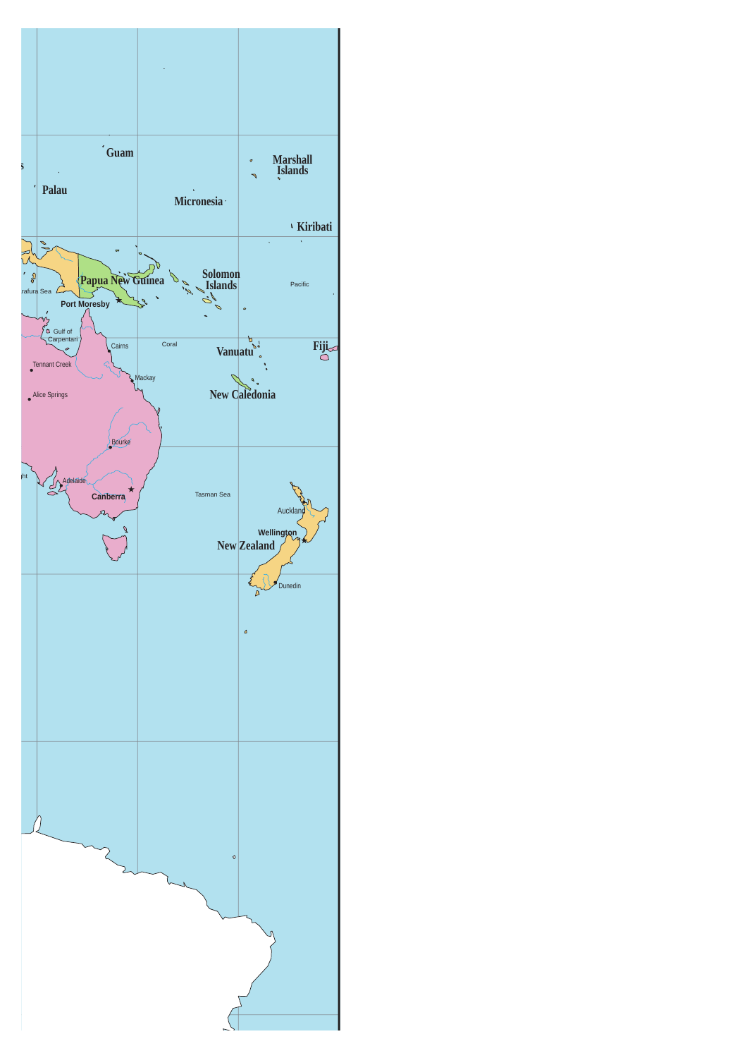Guam

Marshall Islands

Palau

Micronesia

Kiribati

Papua New Guinea

Solomon Islands

Pacific

rafura Sea

Port Moresby

Gulf of Carpentari

Cairns

Coral

Vanuatu

Fiji

Tennant Creek

Mackay

Alice Springs

New Caledonia

Bourke

ght

Adelaide

Canberra

Tasman Sea

Auckland

Wellington

New Zealand

Dunedin